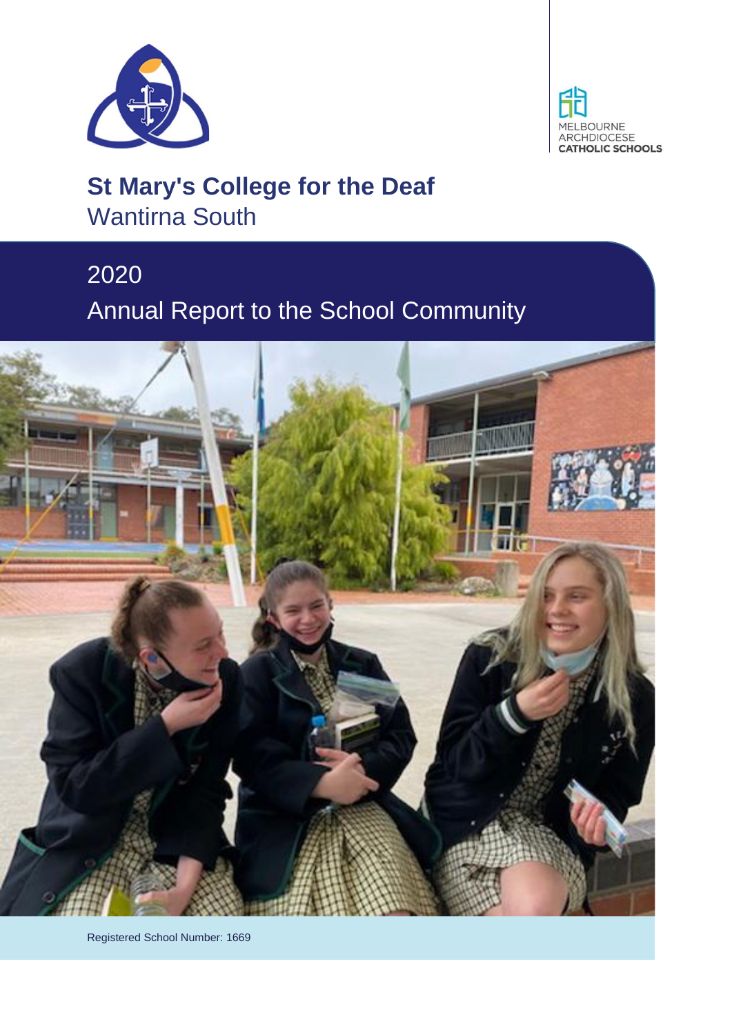MELBOURNE ARCHDIOCESE CATHOLIC SCHOOLS

# St Mary's College for the Deaf

## Wantirna South

# 2020

# Annual Report to the School Community

Registered School Number: 1669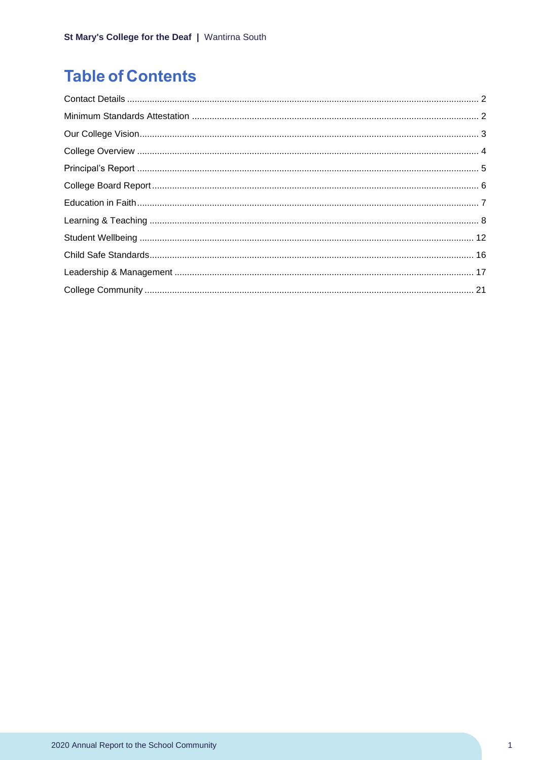# Table of Contents

- Contact Details ... 2
- Minimum Standards Attestation ... 2
- Our College Vision ... 3
- College Overview ... 4
- Principal's Report ... 5
- College Board Report ... 6
- Education in Faith ... 7
- Learning & Teaching ... 8
- Student Wellbeing ... 12
- Child Safe Standards ... 16
- Leadership & Management ... 17
- College Community ... 21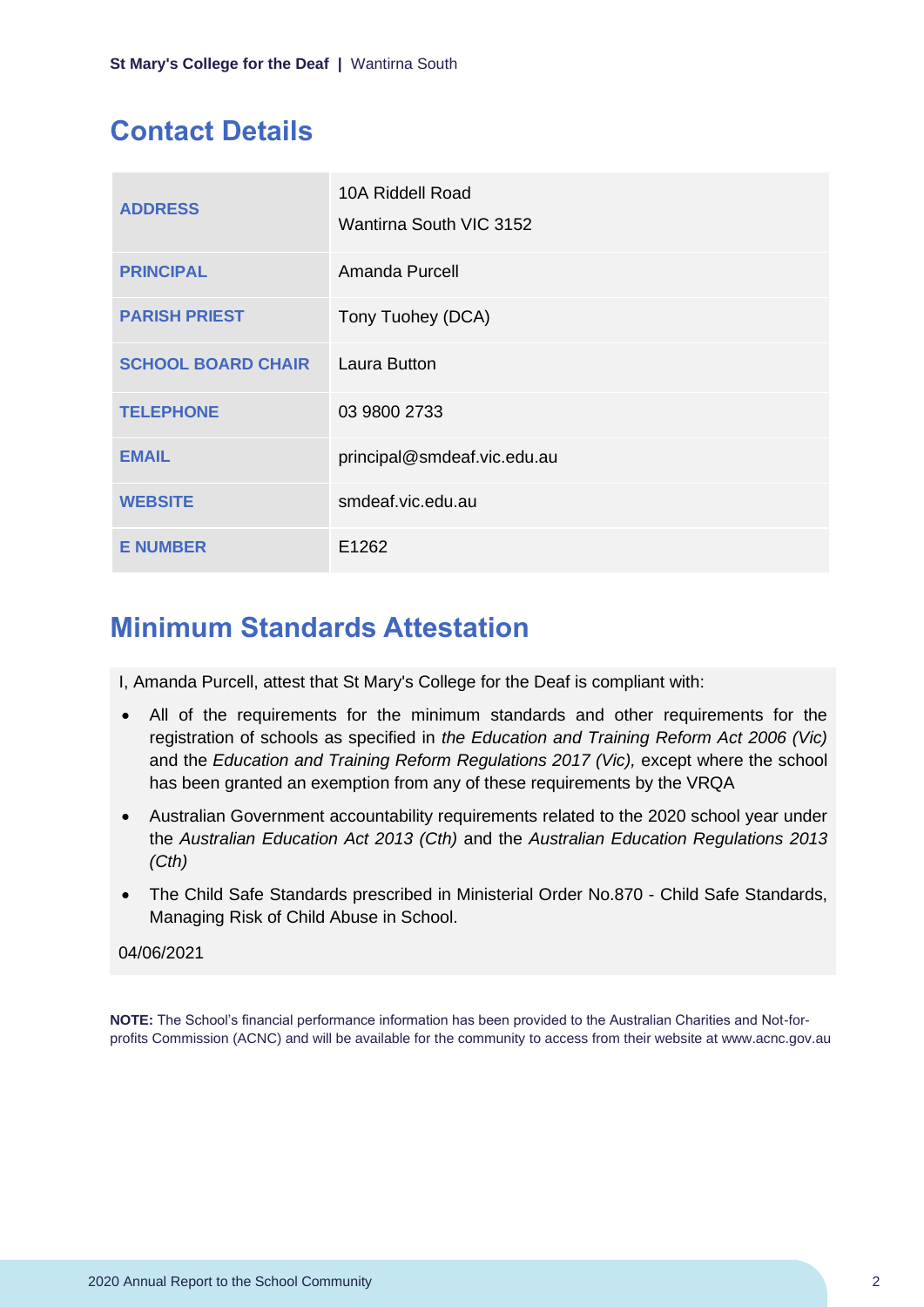## Contact Details

| | |
|---|---|
| **ADDRESS** | 10A Riddell Road<br>Wantirna South VIC 3152 |
| **PRINCIPAL** | Amanda Purcell |
| **PARISH PRIEST** | Tony Tuohey (DCA) |
| **SCHOOL BOARD CHAIR** | Laura Button |
| **TELEPHONE** | 03 9800 2733 |
| **EMAIL** | principal@smdeaf.vic.edu.au |
| **WEBSITE** | smdeaf.vic.edu.au |
| **E NUMBER** | E1262 |

## Minimum Standards Attestation

I, Amanda Purcell, attest that St Mary's College for the Deaf is compliant with:

- All of the requirements for the minimum standards and other requirements for the registration of schools as specified in *the Education and Training Reform Act 2006 (Vic)* and the *Education and Training Reform Regulations 2017 (Vic),* except where the school has been granted an exemption from any of these requirements by the VRQA
- Australian Government accountability requirements related to the 2020 school year under the *Australian Education Act 2013 (Cth)* and the *Australian Education Regulations 2013 (Cth)*
- The Child Safe Standards prescribed in Ministerial Order No.870 - Child Safe Standards, Managing Risk of Child Abuse in School.

04/06/2021

**NOTE:** The School's financial performance information has been provided to the Australian Charities and Not-for-profits Commission (ACNC) and will be available for the community to access from their website at www.acnc.gov.au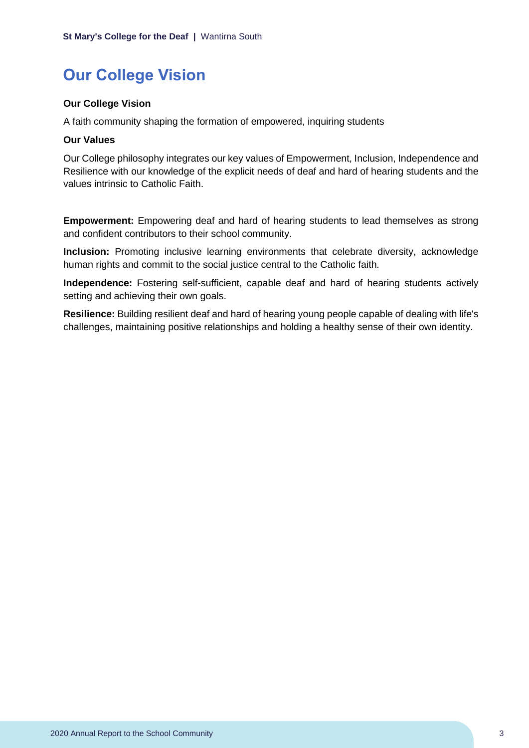# Our College Vision

**Our College Vision**

A faith community shaping the formation of empowered, inquiring students

**Our Values**

Our College philosophy integrates our key values of Empowerment, Inclusion, Independence and Resilience with our knowledge of the explicit needs of deaf and hard of hearing students and the values intrinsic to Catholic Faith.

**Empowerment:** Empowering deaf and hard of hearing students to lead themselves as strong and confident contributors to their school community.

**Inclusion:** Promoting inclusive learning environments that celebrate diversity, acknowledge human rights and commit to the social justice central to the Catholic faith.

**Independence:** Fostering self-sufficient, capable deaf and hard of hearing students actively setting and achieving their own goals.

**Resilience:** Building resilient deaf and hard of hearing young people capable of dealing with life's challenges, maintaining positive relationships and holding a healthy sense of their own identity.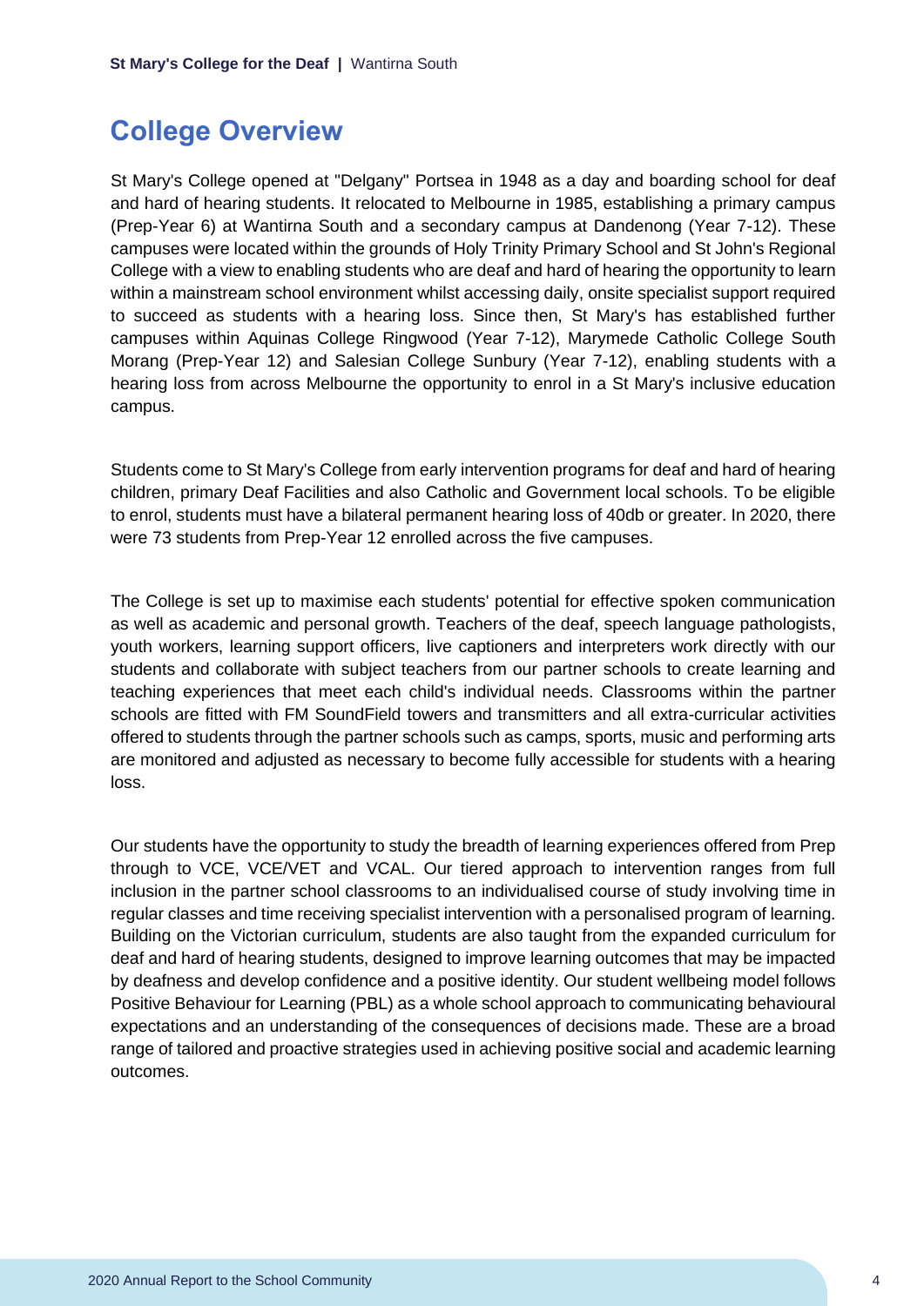## College Overview

St Mary's College opened at "Delgany" Portsea in 1948 as a day and boarding school for deaf and hard of hearing students. It relocated to Melbourne in 1985, establishing a primary campus (Prep-Year 6) at Wantirna South and a secondary campus at Dandenong (Year 7-12). These campuses were located within the grounds of Holy Trinity Primary School and St John's Regional College with a view to enabling students who are deaf and hard of hearing the opportunity to learn within a mainstream school environment whilst accessing daily, onsite specialist support required to succeed as students with a hearing loss. Since then, St Mary's has established further campuses within Aquinas College Ringwood (Year 7-12), Marymede Catholic College South Morang (Prep-Year 12) and Salesian College Sunbury (Year 7-12), enabling students with a hearing loss from across Melbourne the opportunity to enrol in a St Mary's inclusive education campus.

Students come to St Mary's College from early intervention programs for deaf and hard of hearing children, primary Deaf Facilities and also Catholic and Government local schools. To be eligible to enrol, students must have a bilateral permanent hearing loss of 40db or greater. In 2020, there were 73 students from Prep-Year 12 enrolled across the five campuses.

The College is set up to maximise each students' potential for effective spoken communication as well as academic and personal growth. Teachers of the deaf, speech language pathologists, youth workers, learning support officers, live captioners and interpreters work directly with our students and collaborate with subject teachers from our partner schools to create learning and teaching experiences that meet each child's individual needs. Classrooms within the partner schools are fitted with FM SoundField towers and transmitters and all extra-curricular activities offered to students through the partner schools such as camps, sports, music and performing arts are monitored and adjusted as necessary to become fully accessible for students with a hearing loss.

Our students have the opportunity to study the breadth of learning experiences offered from Prep through to VCE, VCE/VET and VCAL. Our tiered approach to intervention ranges from full inclusion in the partner school classrooms to an individualised course of study involving time in regular classes and time receiving specialist intervention with a personalised program of learning. Building on the Victorian curriculum, students are also taught from the expanded curriculum for deaf and hard of hearing students, designed to improve learning outcomes that may be impacted by deafness and develop confidence and a positive identity. Our student wellbeing model follows Positive Behaviour for Learning (PBL) as a whole school approach to communicating behavioural expectations and an understanding of the consequences of decisions made. These are a broad range of tailored and proactive strategies used in achieving positive social and academic learning outcomes.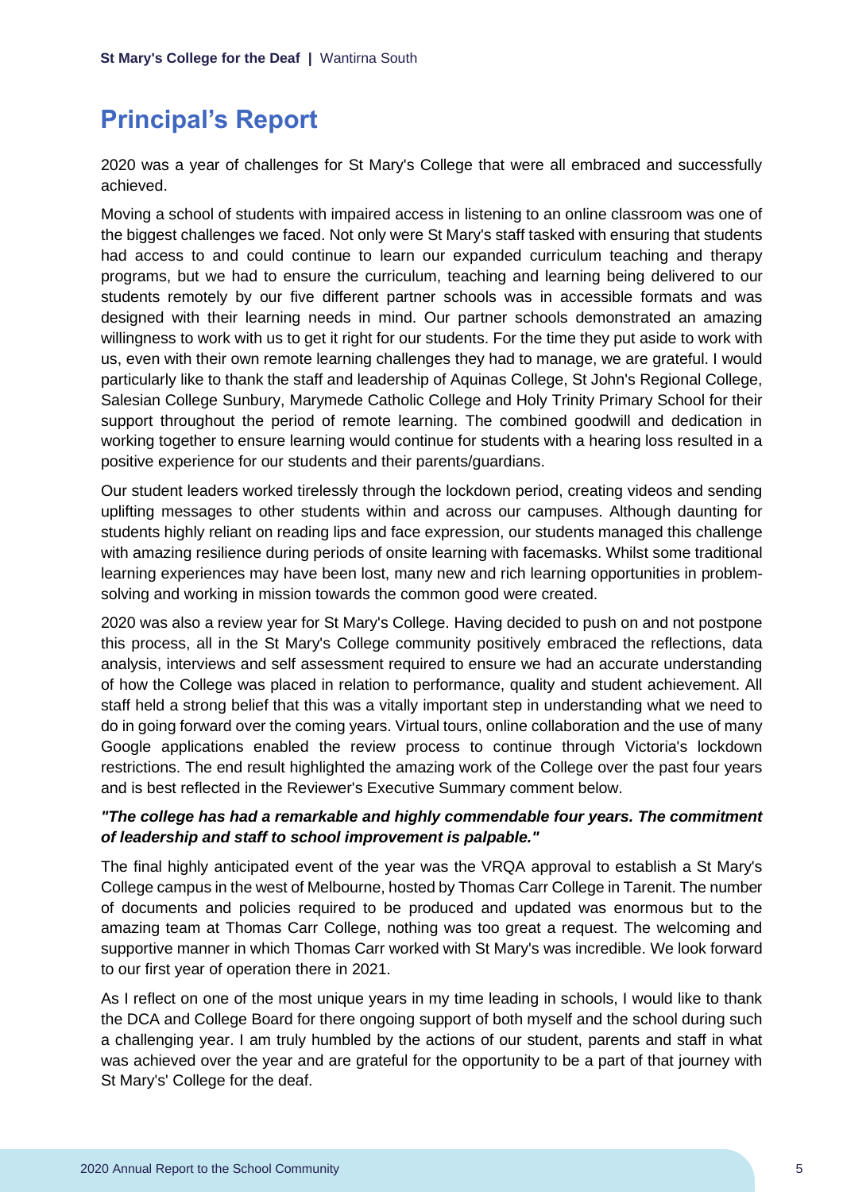# Principal's Report

2020 was a year of challenges for St Mary's College that were all embraced and successfully achieved.

Moving a school of students with impaired access in listening to an online classroom was one of the biggest challenges we faced. Not only were St Mary's staff tasked with ensuring that students had access to and could continue to learn our expanded curriculum teaching and therapy programs, but we had to ensure the curriculum, teaching and learning being delivered to our students remotely by our five different partner schools was in accessible formats and was designed with their learning needs in mind. Our partner schools demonstrated an amazing willingness to work with us to get it right for our students. For the time they put aside to work with us, even with their own remote learning challenges they had to manage, we are grateful. I would particularly like to thank the staff and leadership of Aquinas College, St John's Regional College, Salesian College Sunbury, Marymede Catholic College and Holy Trinity Primary School for their support throughout the period of remote learning. The combined goodwill and dedication in working together to ensure learning would continue for students with a hearing loss resulted in a positive experience for our students and their parents/guardians.

Our student leaders worked tirelessly through the lockdown period, creating videos and sending uplifting messages to other students within and across our campuses. Although daunting for students highly reliant on reading lips and face expression, our students managed this challenge with amazing resilience during periods of onsite learning with facemasks. Whilst some traditional learning experiences may have been lost, many new and rich learning opportunities in problem-solving and working in mission towards the common good were created.

2020 was also a review year for St Mary's College. Having decided to push on and not postpone this process, all in the St Mary's College community positively embraced the reflections, data analysis, interviews and self assessment required to ensure we had an accurate understanding of how the College was placed in relation to performance, quality and student achievement. All staff held a strong belief that this was a vitally important step in understanding what we need to do in going forward over the coming years. Virtual tours, online collaboration and the use of many Google applications enabled the review process to continue through Victoria's lockdown restrictions. The end result highlighted the amazing work of the College over the past four years and is best reflected in the Reviewer's Executive Summary comment below.

***"The college has had a remarkable and highly commendable four years. The commitment of leadership and staff to school improvement is palpable."***

The final highly anticipated event of the year was the VRQA approval to establish a St Mary's College campus in the west of Melbourne, hosted by Thomas Carr College in Tarenit. The number of documents and policies required to be produced and updated was enormous but to the amazing team at Thomas Carr College, nothing was too great a request. The welcoming and supportive manner in which Thomas Carr worked with St Mary's was incredible. We look forward to our first year of operation there in 2021.

As I reflect on one of the most unique years in my time leading in schools, I would like to thank the DCA and College Board for there ongoing support of both myself and the school during such a challenging year. I am truly humbled by the actions of our student, parents and staff in what was achieved over the year and are grateful for the opportunity to be a part of that journey with St Mary's' College for the deaf.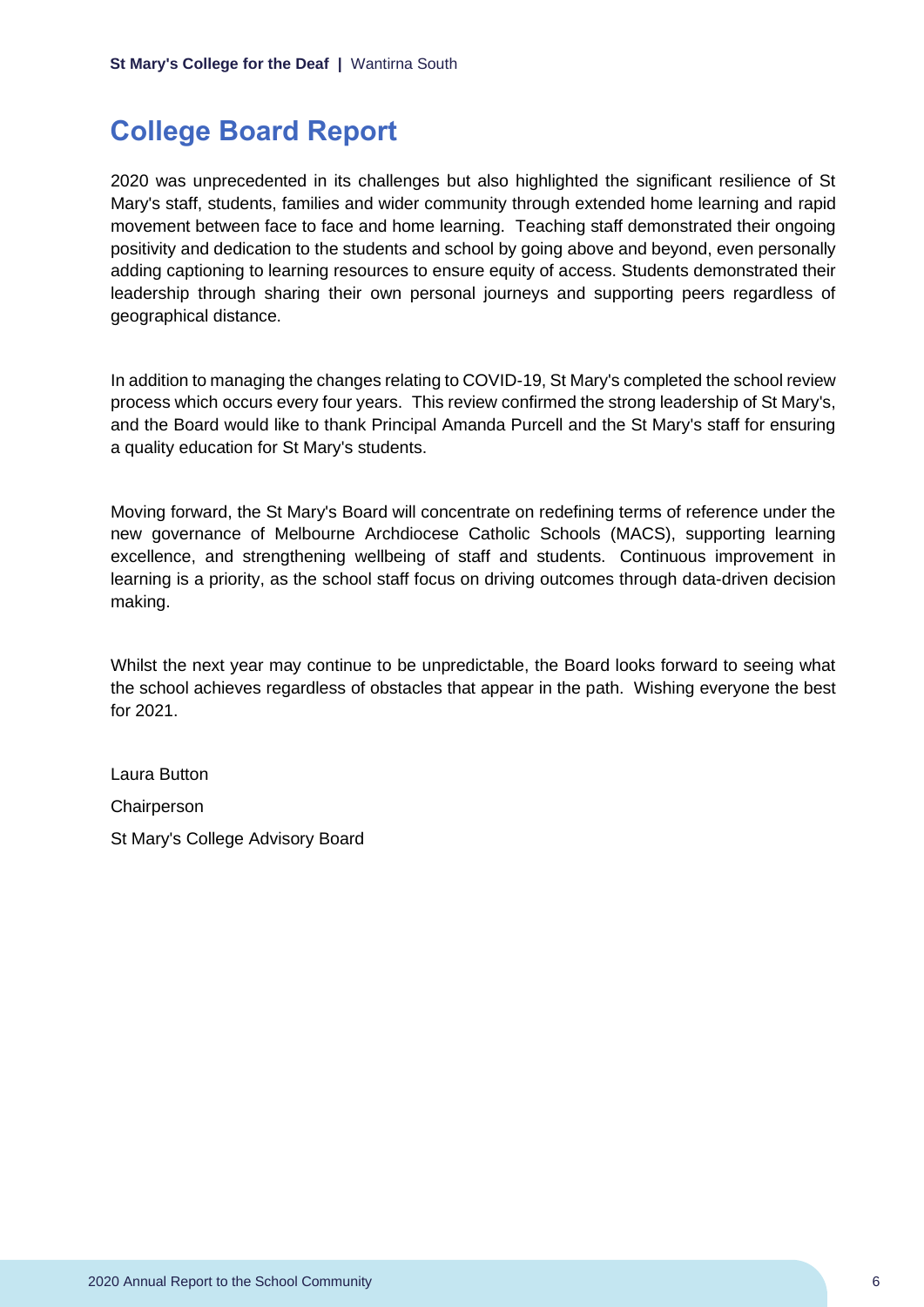# College Board Report

2020 was unprecedented in its challenges but also highlighted the significant resilience of St Mary's staff, students, families and wider community through extended home learning and rapid movement between face to face and home learning. Teaching staff demonstrated their ongoing positivity and dedication to the students and school by going above and beyond, even personally adding captioning to learning resources to ensure equity of access. Students demonstrated their leadership through sharing their own personal journeys and supporting peers regardless of geographical distance.

In addition to managing the changes relating to COVID-19, St Mary's completed the school review process which occurs every four years. This review confirmed the strong leadership of St Mary's, and the Board would like to thank Principal Amanda Purcell and the St Mary's staff for ensuring a quality education for St Mary's students.

Moving forward, the St Mary's Board will concentrate on redefining terms of reference under the new governance of Melbourne Archdiocese Catholic Schools (MACS), supporting learning excellence, and strengthening wellbeing of staff and students. Continuous improvement in learning is a priority, as the school staff focus on driving outcomes through data-driven decision making.

Whilst the next year may continue to be unpredictable, the Board looks forward to seeing what the school achieves regardless of obstacles that appear in the path. Wishing everyone the best for 2021.

Laura Button

Chairperson

St Mary's College Advisory Board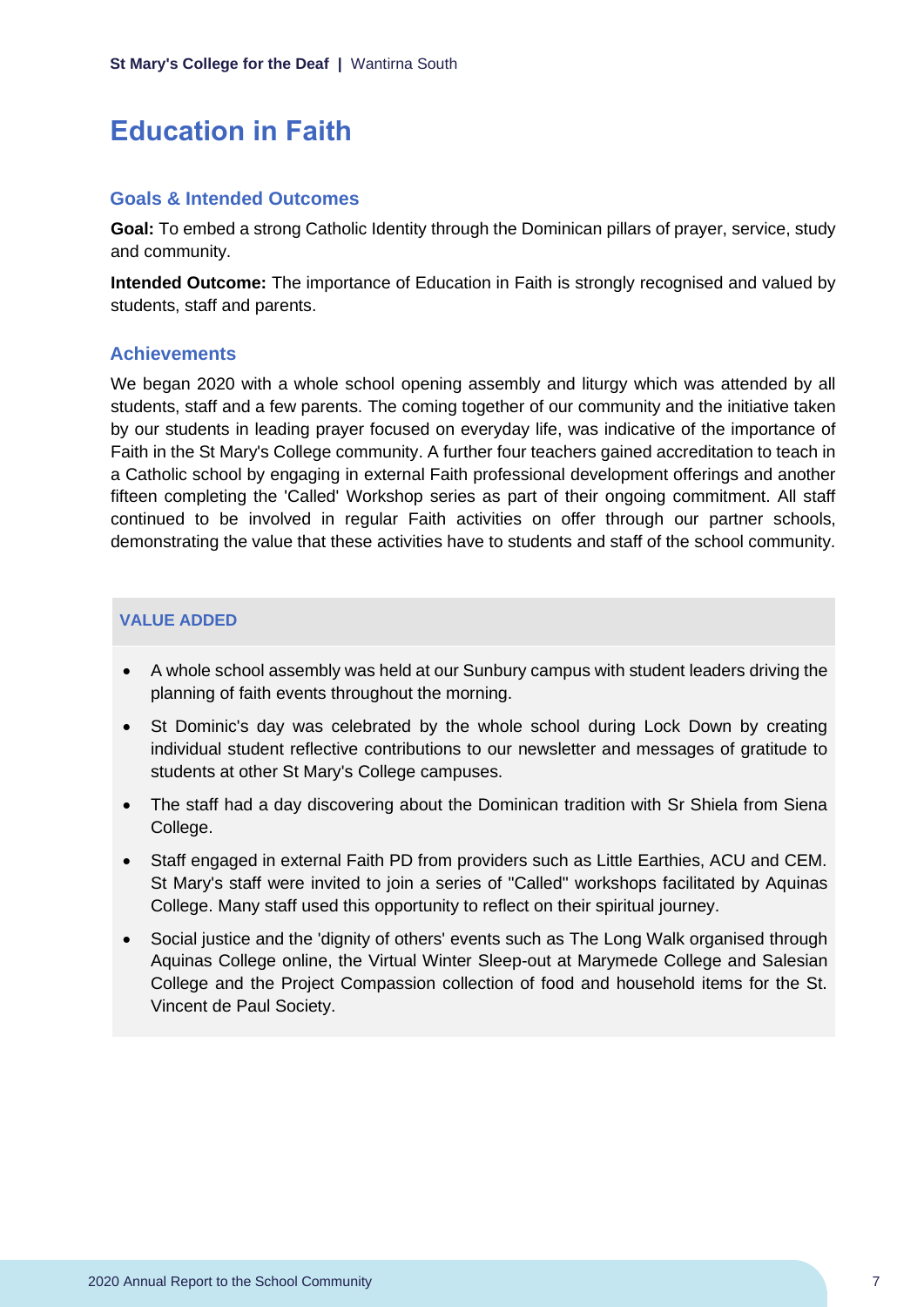# Education in Faith

## Goals & Intended Outcomes

**Goal:** To embed a strong Catholic Identity through the Dominican pillars of prayer, service, study and community.

**Intended Outcome:** The importance of Education in Faith is strongly recognised and valued by students, staff and parents.

## Achievements

We began 2020 with a whole school opening assembly and liturgy which was attended by all students, staff and a few parents. The coming together of our community and the initiative taken by our students in leading prayer focused on everyday life, was indicative of the importance of Faith in the St Mary's College community. A further four teachers gained accreditation to teach in a Catholic school by engaging in external Faith professional development offerings and another fifteen completing the 'Called' Workshop series as part of their ongoing commitment. All staff continued to be involved in regular Faith activities on offer through our partner schools, demonstrating the value that these activities have to students and staff of the school community.

### VALUE ADDED

- A whole school assembly was held at our Sunbury campus with student leaders driving the planning of faith events throughout the morning.
- St Dominic's day was celebrated by the whole school during Lock Down by creating individual student reflective contributions to our newsletter and messages of gratitude to students at other St Mary's College campuses.
- The staff had a day discovering about the Dominican tradition with Sr Shiela from Siena College.
- Staff engaged in external Faith PD from providers such as Little Earthies, ACU and CEM. St Mary's staff were invited to join a series of "Called" workshops facilitated by Aquinas College. Many staff used this opportunity to reflect on their spiritual journey.
- Social justice and the 'dignity of others' events such as The Long Walk organised through Aquinas College online, the Virtual Winter Sleep-out at Marymede College and Salesian College and the Project Compassion collection of food and household items for the St. Vincent de Paul Society.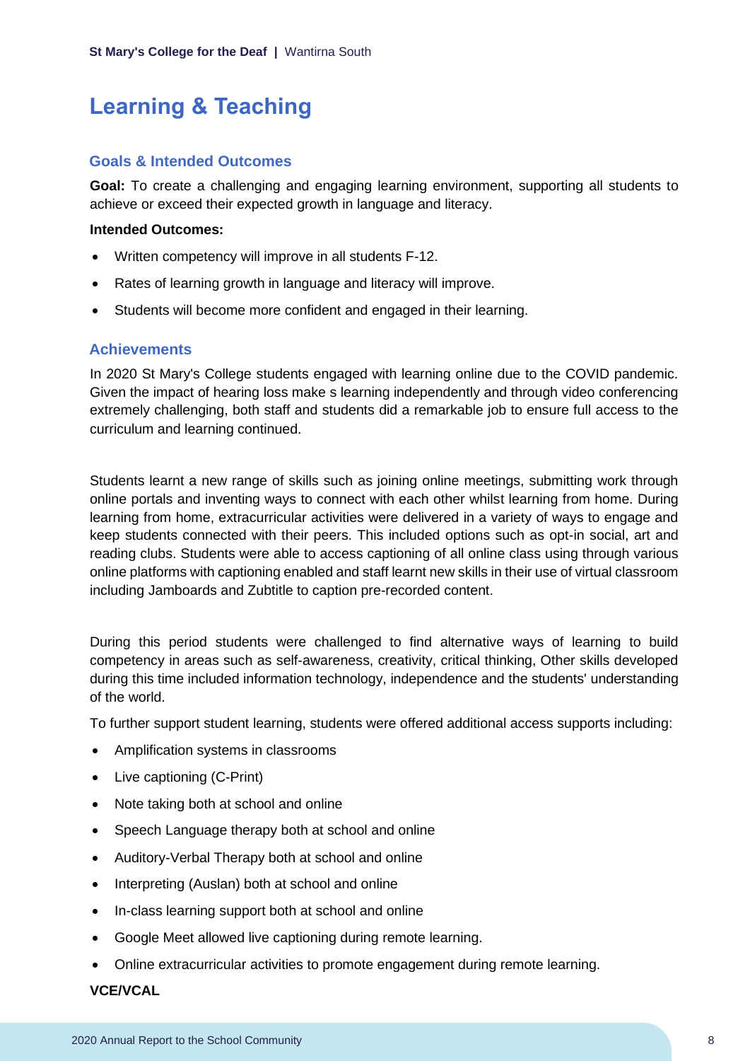# Learning & Teaching

## Goals & Intended Outcomes

**Goal:** To create a challenging and engaging learning environment, supporting all students to achieve or exceed their expected growth in language and literacy.

**Intended Outcomes:**

- Written competency will improve in all students F-12.
- Rates of learning growth in language and literacy will improve.
- Students will become more confident and engaged in their learning.

## Achievements

In 2020 St Mary's College students engaged with learning online due to the COVID pandemic. Given the impact of hearing loss make s learning independently and through video conferencing extremely challenging, both staff and students did a remarkable job to ensure full access to the curriculum and learning continued.

Students learnt a new range of skills such as joining online meetings, submitting work through online portals and inventing ways to connect with each other whilst learning from home. During learning from home, extracurricular activities were delivered in a variety of ways to engage and keep students connected with their peers. This included options such as opt-in social, art and reading clubs. Students were able to access captioning of all online class using through various online platforms with captioning enabled and staff learnt new skills in their use of virtual classroom including Jamboards and Zubtitle to caption pre-recorded content.

During this period students were challenged to find alternative ways of learning to build competency in areas such as self-awareness, creativity, critical thinking, Other skills developed during this time included information technology, independence and the students' understanding of the world.

To further support student learning, students were offered additional access supports including:

- Amplification systems in classrooms
- Live captioning (C-Print)
- Note taking both at school and online
- Speech Language therapy both at school and online
- Auditory-Verbal Therapy both at school and online
- Interpreting (Auslan) both at school and online
- In-class learning support both at school and online
- Google Meet allowed live captioning during remote learning.
- Online extracurricular activities to promote engagement during remote learning.

**VCE/VCAL**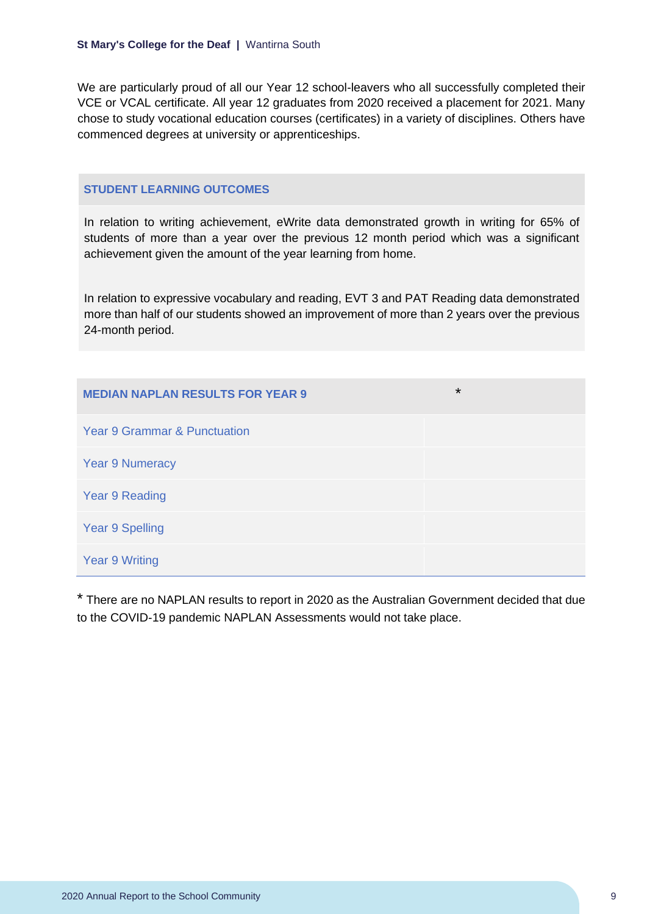We are particularly proud of all our Year 12 school-leavers who all successfully completed their VCE or VCAL certificate. All year 12 graduates from 2020 received a placement for 2021. Many chose to study vocational education courses (certificates) in a variety of disciplines. Others have commenced degrees at university or apprenticeships.

## STUDENT LEARNING OUTCOMES

In relation to writing achievement, eWrite data demonstrated growth in writing for 65% of students of more than a year over the previous 12 month period which was a significant achievement given the amount of the year learning from home.

In relation to expressive vocabulary and reading, EVT 3 and PAT Reading data demonstrated more than half of our students showed an improvement of more than 2 years over the previous 24-month period.

| MEDIAN NAPLAN RESULTS FOR YEAR 9 | * |
|---|---|
| Year 9 Grammar & Punctuation | |
| Year 9 Numeracy | |
| Year 9 Reading | |
| Year 9 Spelling | |
| Year 9 Writing | |

* There are no NAPLAN results to report in 2020 as the Australian Government decided that due to the COVID-19 pandemic NAPLAN Assessments would not take place.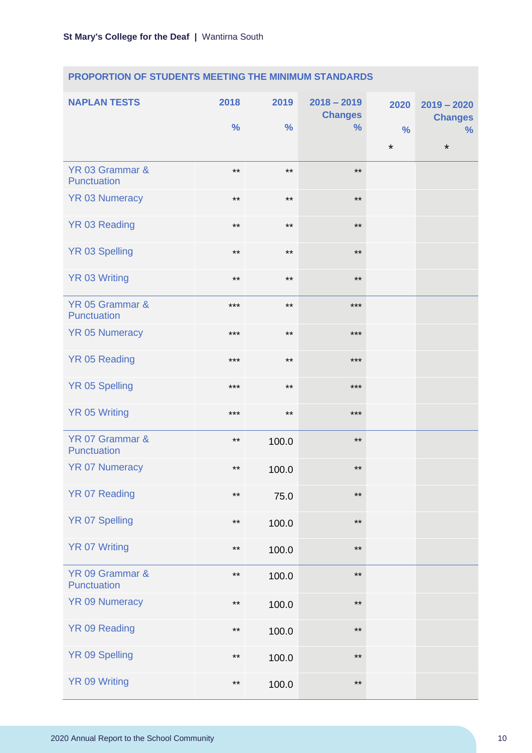St Mary's College for the Deaf | Wantirna South

## PROPORTION OF STUDENTS MEETING THE MINIMUM STANDARDS

| NAPLAN TESTS | 2018 % | 2019 % | 2018 – 2019 Changes % | 2020 % * | 2019 – 2020 Changes % * |
|---|---|---|---|---|---|
| YR 03 Grammar & Punctuation | ** | ** | ** | | |
| YR 03 Numeracy | ** | ** | ** | | |
| YR 03 Reading | ** | ** | ** | | |
| YR 03 Spelling | ** | ** | ** | | |
| YR 03 Writing | ** | ** | ** | | |
| YR 05 Grammar & Punctuation | *** | ** | *** | | |
| YR 05 Numeracy | *** | ** | *** | | |
| YR 05 Reading | *** | ** | *** | | |
| YR 05 Spelling | *** | ** | *** | | |
| YR 05 Writing | *** | ** | *** | | |
| YR 07 Grammar & Punctuation | ** | 100.0 | ** | | |
| YR 07 Numeracy | ** | 100.0 | ** | | |
| YR 07 Reading | ** | 75.0 | ** | | |
| YR 07 Spelling | ** | 100.0 | ** | | |
| YR 07 Writing | ** | 100.0 | ** | | |
| YR 09 Grammar & Punctuation | ** | 100.0 | ** | | |
| YR 09 Numeracy | ** | 100.0 | ** | | |
| YR 09 Reading | ** | 100.0 | ** | | |
| YR 09 Spelling | ** | 100.0 | ** | | |
| YR 09 Writing | ** | 100.0 | ** | | |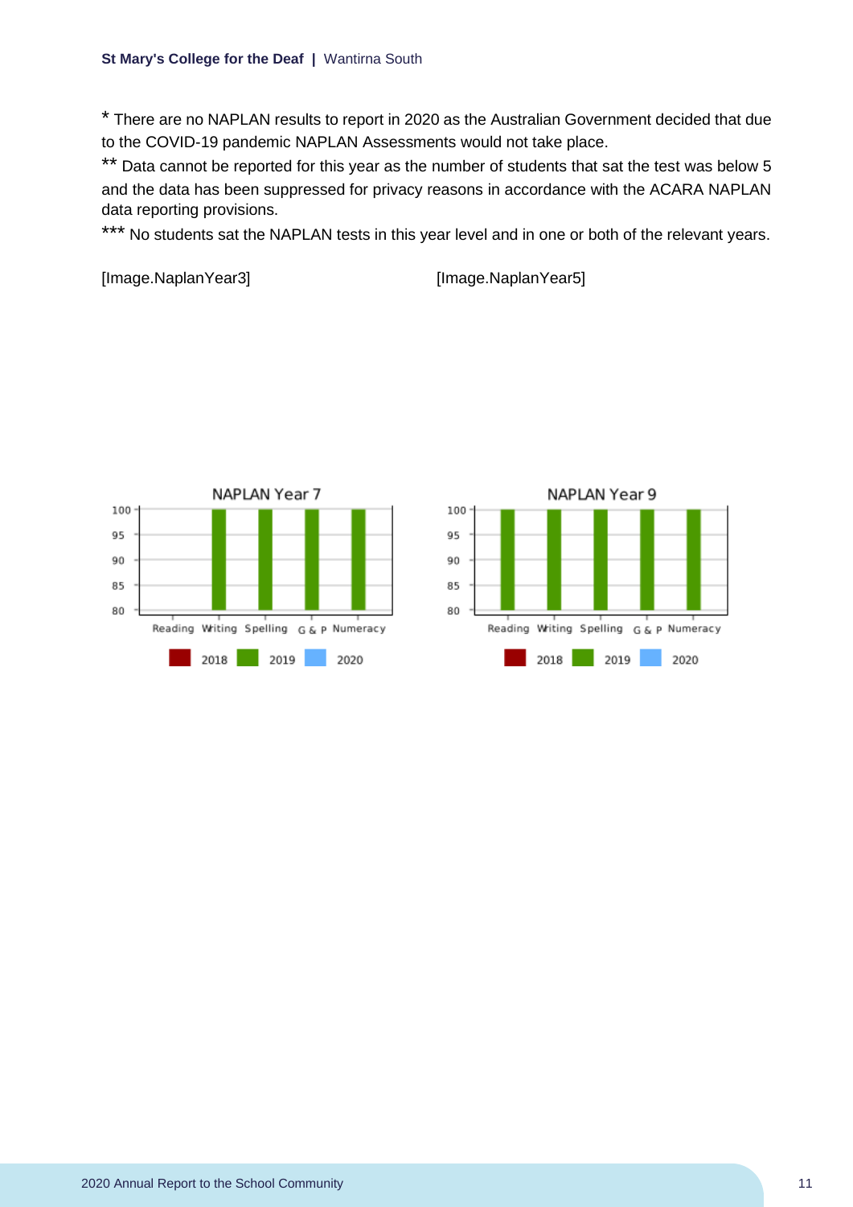\* There are no NAPLAN results to report in 2020 as the Australian Government decided that due to the COVID-19 pandemic NAPLAN Assessments would not take place.

\*\* Data cannot be reported for this year as the number of students that sat the test was below 5 and the data has been suppressed for privacy reasons in accordance with the ACARA NAPLAN data reporting provisions.

\*\*\* No students sat the NAPLAN tests in this year level and in one or both of the relevant years.

[Image.NaplanYear3] [Image.NaplanYear5]

NAPLAN Year 7

NAPLAN Year 9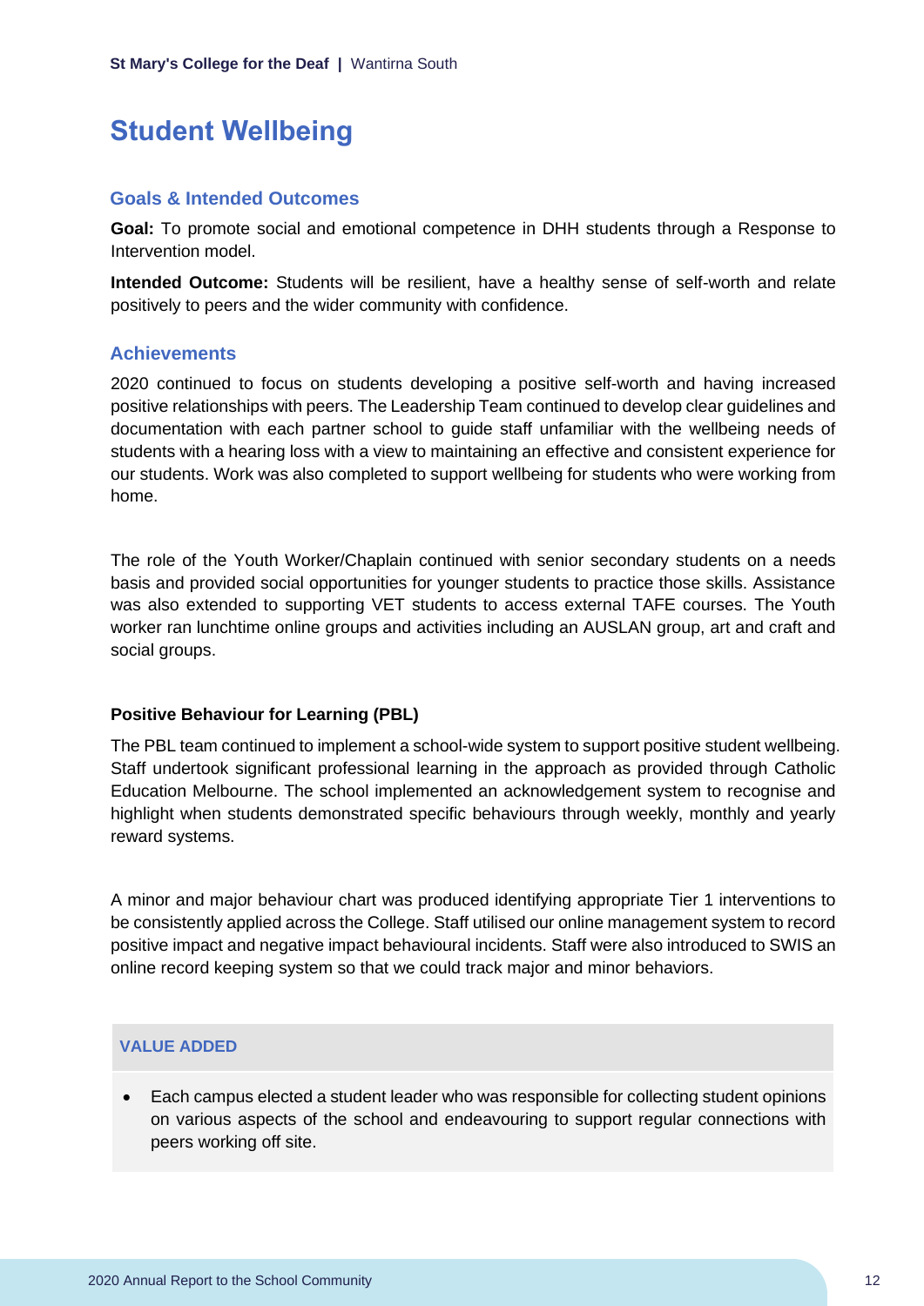# Student Wellbeing

## Goals & Intended Outcomes

**Goal:** To promote social and emotional competence in DHH students through a Response to Intervention model.

**Intended Outcome:** Students will be resilient, have a healthy sense of self-worth and relate positively to peers and the wider community with confidence.

## Achievements

2020 continued to focus on students developing a positive self-worth and having increased positive relationships with peers. The Leadership Team continued to develop clear guidelines and documentation with each partner school to guide staff unfamiliar with the wellbeing needs of students with a hearing loss with a view to maintaining an effective and consistent experience for our students. Work was also completed to support wellbeing for students who were working from home.

The role of the Youth Worker/Chaplain continued with senior secondary students on a needs basis and provided social opportunities for younger students to practice those skills. Assistance was also extended to supporting VET students to access external TAFE courses. The Youth worker ran lunchtime online groups and activities including an AUSLAN group, art and craft and social groups.

**Positive Behaviour for Learning (PBL)**

The PBL team continued to implement a school-wide system to support positive student wellbeing. Staff undertook significant professional learning in the approach as provided through Catholic Education Melbourne. The school implemented an acknowledgement system to recognise and highlight when students demonstrated specific behaviours through weekly, monthly and yearly reward systems.

A minor and major behaviour chart was produced identifying appropriate Tier 1 interventions to be consistently applied across the College. Staff utilised our online management system to record positive impact and negative impact behavioural incidents. Staff were also introduced to SWIS an online record keeping system so that we could track major and minor behaviors.

### VALUE ADDED

- Each campus elected a student leader who was responsible for collecting student opinions on various aspects of the school and endeavouring to support regular connections with peers working off site.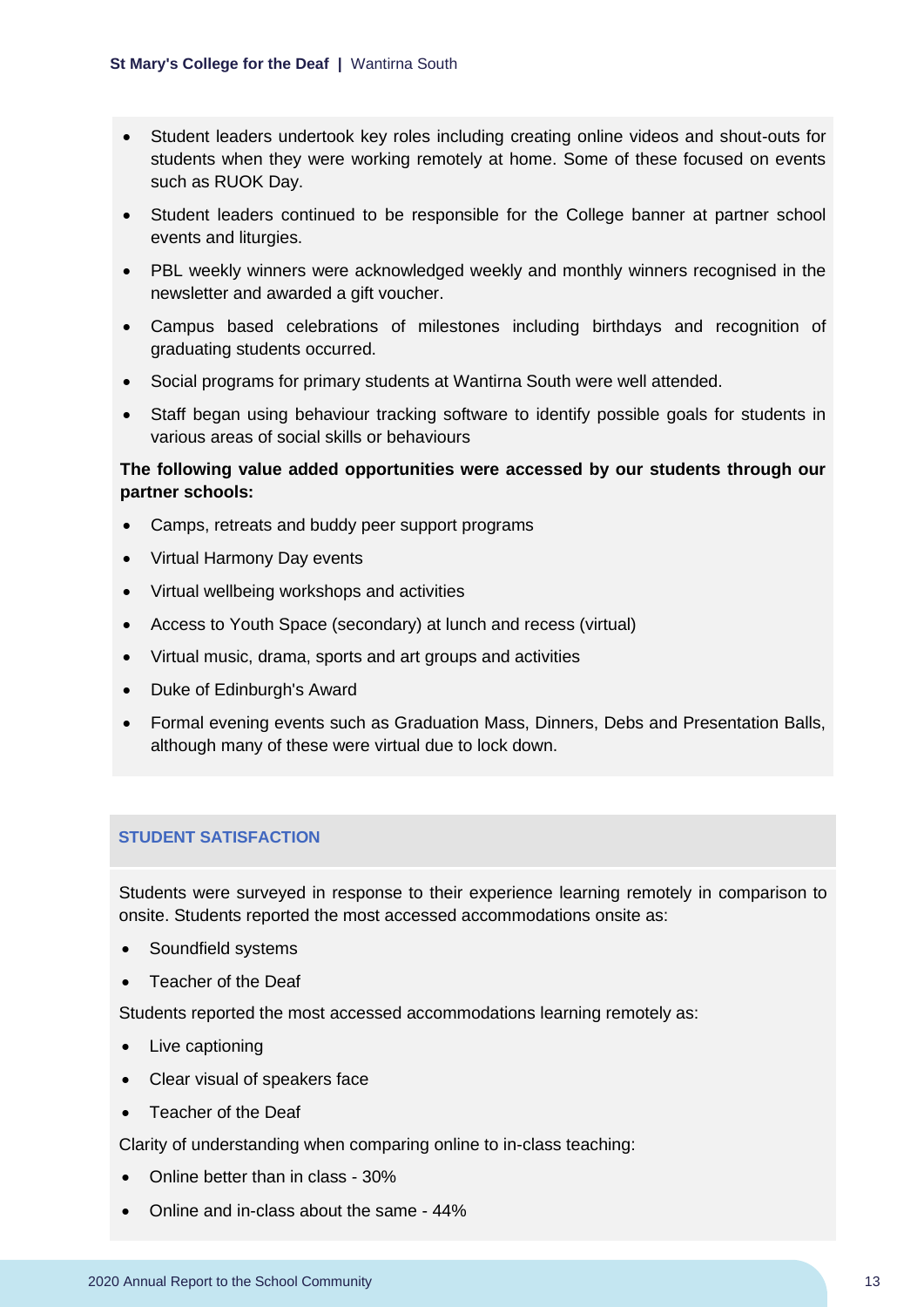- Student leaders undertook key roles including creating online videos and shout-outs for students when they were working remotely at home. Some of these focused on events such as RUOK Day.
- Student leaders continued to be responsible for the College banner at partner school events and liturgies.
- PBL weekly winners were acknowledged weekly and monthly winners recognised in the newsletter and awarded a gift voucher.
- Campus based celebrations of milestones including birthdays and recognition of graduating students occurred.
- Social programs for primary students at Wantirna South were well attended.
- Staff began using behaviour tracking software to identify possible goals for students in various areas of social skills or behaviours

**The following value added opportunities were accessed by our students through our partner schools:**

- Camps, retreats and buddy peer support programs
- Virtual Harmony Day events
- Virtual wellbeing workshops and activities
- Access to Youth Space (secondary) at lunch and recess (virtual)
- Virtual music, drama, sports and art groups and activities
- Duke of Edinburgh's Award
- Formal evening events such as Graduation Mass, Dinners, Debs and Presentation Balls, although many of these were virtual due to lock down.

## STUDENT SATISFACTION

Students were surveyed in response to their experience learning remotely in comparison to onsite. Students reported the most accessed accommodations onsite as:

- Soundfield systems
- Teacher of the Deaf

Students reported the most accessed accommodations learning remotely as:

- Live captioning
- Clear visual of speakers face
- Teacher of the Deaf

Clarity of understanding when comparing online to in-class teaching:

- Online better than in class - 30%
- Online and in-class about the same - 44%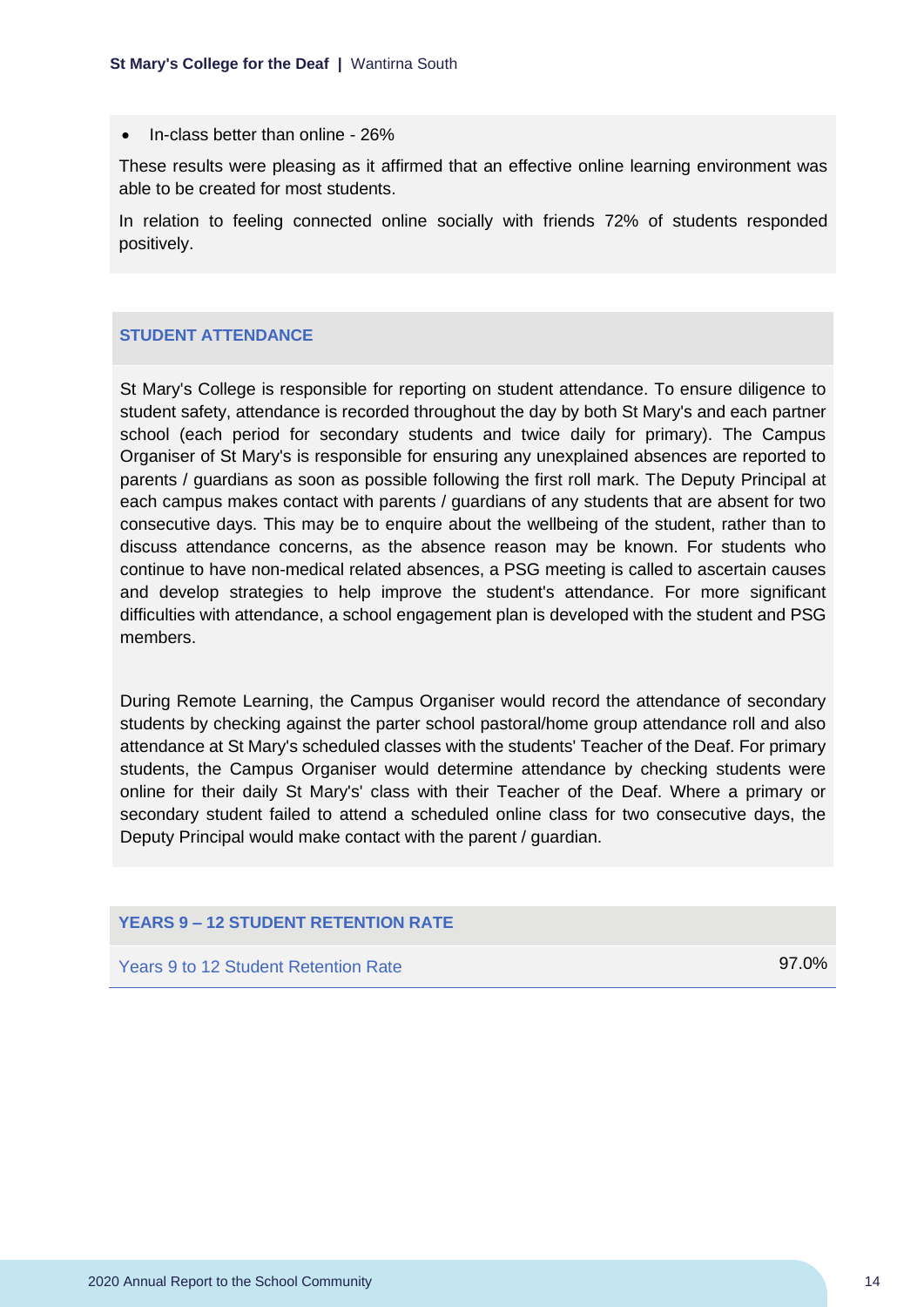- In-class better than online - 26%

These results were pleasing as it affirmed that an effective online learning environment was able to be created for most students.

In relation to feeling connected online socially with friends 72% of students responded positively.

## STUDENT ATTENDANCE

St Mary's College is responsible for reporting on student attendance. To ensure diligence to student safety, attendance is recorded throughout the day by both St Mary's and each partner school (each period for secondary students and twice daily for primary). The Campus Organiser of St Mary's is responsible for ensuring any unexplained absences are reported to parents / guardians as soon as possible following the first roll mark. The Deputy Principal at each campus makes contact with parents / guardians of any students that are absent for two consecutive days. This may be to enquire about the wellbeing of the student, rather than to discuss attendance concerns, as the absence reason may be known. For students who continue to have non-medical related absences, a PSG meeting is called to ascertain causes and develop strategies to help improve the student's attendance. For more significant difficulties with attendance, a school engagement plan is developed with the student and PSG members.

During Remote Learning, the Campus Organiser would record the attendance of secondary students by checking against the parter school pastoral/home group attendance roll and also attendance at St Mary's scheduled classes with the students' Teacher of the Deaf. For primary students, the Campus Organiser would determine attendance by checking students were online for their daily St Mary's' class with their Teacher of the Deaf. Where a primary or secondary student failed to attend a scheduled online class for two consecutive days, the Deputy Principal would make contact with the parent / guardian.

## YEARS 9 – 12 STUDENT RETENTION RATE

| | |
|---|---|
| Years 9 to 12 Student Retention Rate | 97.0% |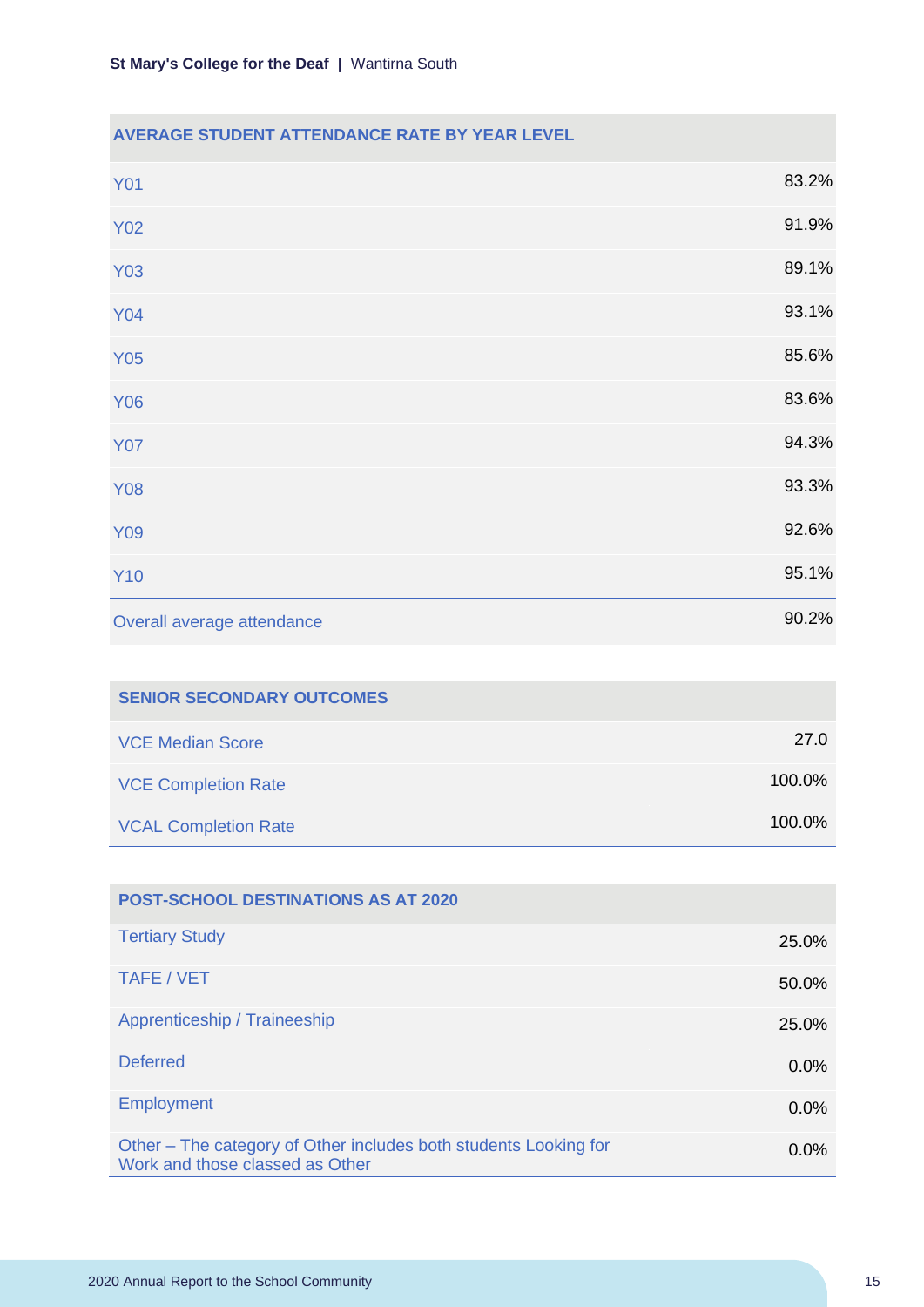| AVERAGE STUDENT ATTENDANCE RATE BY YEAR LEVEL | |
|---|---|
| Y01 | 83.2% |
| Y02 | 91.9% |
| Y03 | 89.1% |
| Y04 | 93.1% |
| Y05 | 85.6% |
| Y06 | 83.6% |
| Y07 | 94.3% |
| Y08 | 93.3% |
| Y09 | 92.6% |
| Y10 | 95.1% |
| Overall average attendance | 90.2% |

| SENIOR SECONDARY OUTCOMES | |
|---|---|
| VCE Median Score | 27.0 |
| VCE Completion Rate | 100.0% |
| VCAL Completion Rate | 100.0% |

| POST-SCHOOL DESTINATIONS AS AT 2020 | |
|---|---|
| Tertiary Study | 25.0% |
| TAFE / VET | 50.0% |
| Apprenticeship / Traineeship | 25.0% |
| Deferred | 0.0% |
| Employment | 0.0% |
| Other – The category of Other includes both students Looking for Work and those classed as Other | 0.0% |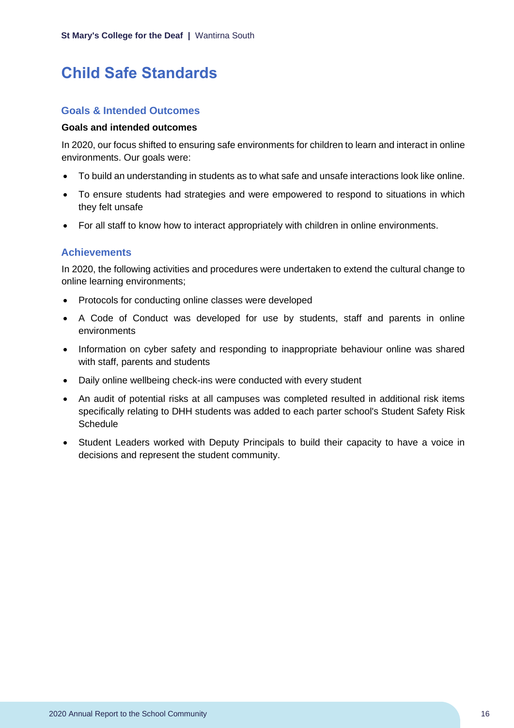# Child Safe Standards

## Goals & Intended Outcomes

**Goals and intended outcomes**

In 2020, our focus shifted to ensuring safe environments for children to learn and interact in online environments. Our goals were:

- To build an understanding in students as to what safe and unsafe interactions look like online.
- To ensure students had strategies and were empowered to respond to situations in which they felt unsafe
- For all staff to know how to interact appropriately with children in online environments.

## Achievements

In 2020, the following activities and procedures were undertaken to extend the cultural change to online learning environments;

- Protocols for conducting online classes were developed
- A Code of Conduct was developed for use by students, staff and parents in online environments
- Information on cyber safety and responding to inappropriate behaviour online was shared with staff, parents and students
- Daily online wellbeing check-ins were conducted with every student
- An audit of potential risks at all campuses was completed resulted in additional risk items specifically relating to DHH students was added to each parter school's Student Safety Risk Schedule
- Student Leaders worked with Deputy Principals to build their capacity to have a voice in decisions and represent the student community.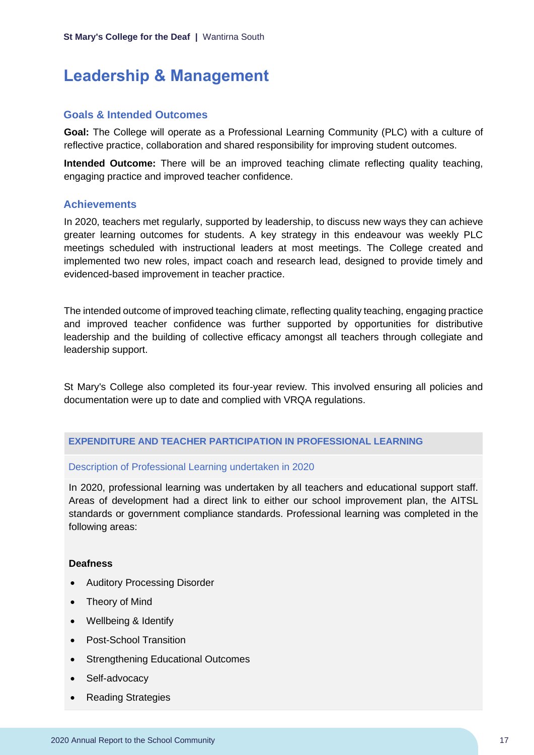# Leadership & Management

## Goals & Intended Outcomes

**Goal:** The College will operate as a Professional Learning Community (PLC) with a culture of reflective practice, collaboration and shared responsibility for improving student outcomes.

**Intended Outcome:** There will be an improved teaching climate reflecting quality teaching, engaging practice and improved teacher confidence.

## Achievements

In 2020, teachers met regularly, supported by leadership, to discuss new ways they can achieve greater learning outcomes for students. A key strategy in this endeavour was weekly PLC meetings scheduled with instructional leaders at most meetings. The College created and implemented two new roles, impact coach and research lead, designed to provide timely and evidenced-based improvement in teacher practice.

The intended outcome of improved teaching climate, reflecting quality teaching, engaging practice and improved teacher confidence was further supported by opportunities for distributive leadership and the building of collective efficacy amongst all teachers through collegiate and leadership support.

St Mary's College also completed its four-year review. This involved ensuring all policies and documentation were up to date and complied with VRQA regulations.

### EXPENDITURE AND TEACHER PARTICIPATION IN PROFESSIONAL LEARNING

#### Description of Professional Learning undertaken in 2020

In 2020, professional learning was undertaken by all teachers and educational support staff. Areas of development had a direct link to either our school improvement plan, the AITSL standards or government compliance standards. Professional learning was completed in the following areas:

**Deafness**

- Auditory Processing Disorder
- Theory of Mind
- Wellbeing & Identify
- Post-School Transition
- Strengthening Educational Outcomes
- Self-advocacy
- Reading Strategies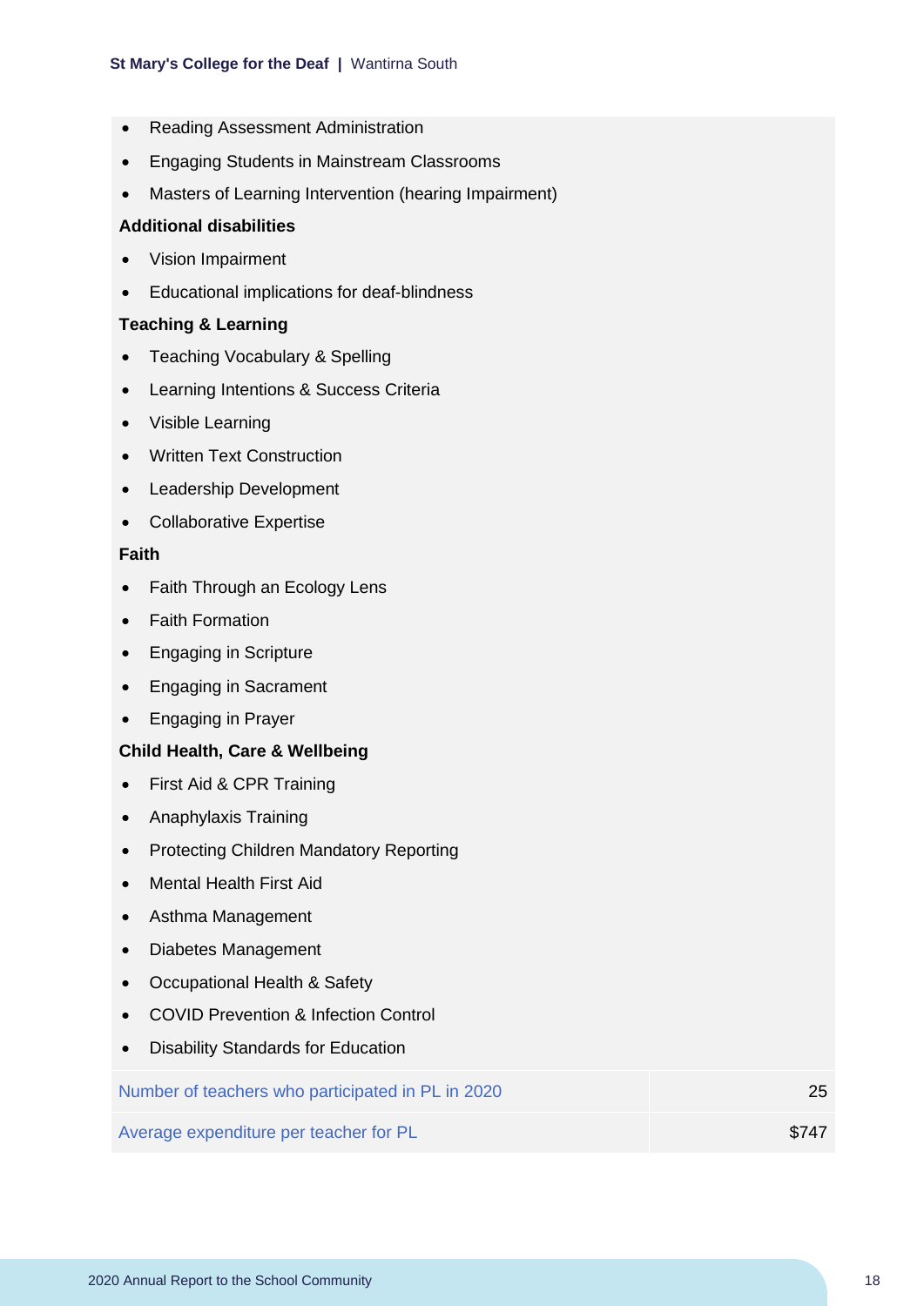- Reading Assessment Administration
- Engaging Students in Mainstream Classrooms
- Masters of Learning Intervention (hearing Impairment)

**Additional disabilities**

- Vision Impairment
- Educational implications for deaf-blindness

**Teaching & Learning**

- Teaching Vocabulary & Spelling
- Learning Intentions & Success Criteria
- Visible Learning
- Written Text Construction
- Leadership Development
- Collaborative Expertise

**Faith**

- Faith Through an Ecology Lens
- Faith Formation
- Engaging in Scripture
- Engaging in Sacrament
- Engaging in Prayer

**Child Health, Care & Wellbeing**

- First Aid & CPR Training
- Anaphylaxis Training
- Protecting Children Mandatory Reporting
- Mental Health First Aid
- Asthma Management
- Diabetes Management
- Occupational Health & Safety
- COVID Prevention & Infection Control
- Disability Standards for Education

| | |
|---|---|
| Number of teachers who participated in PL in 2020 | 25 |
| Average expenditure per teacher for PL | $747 |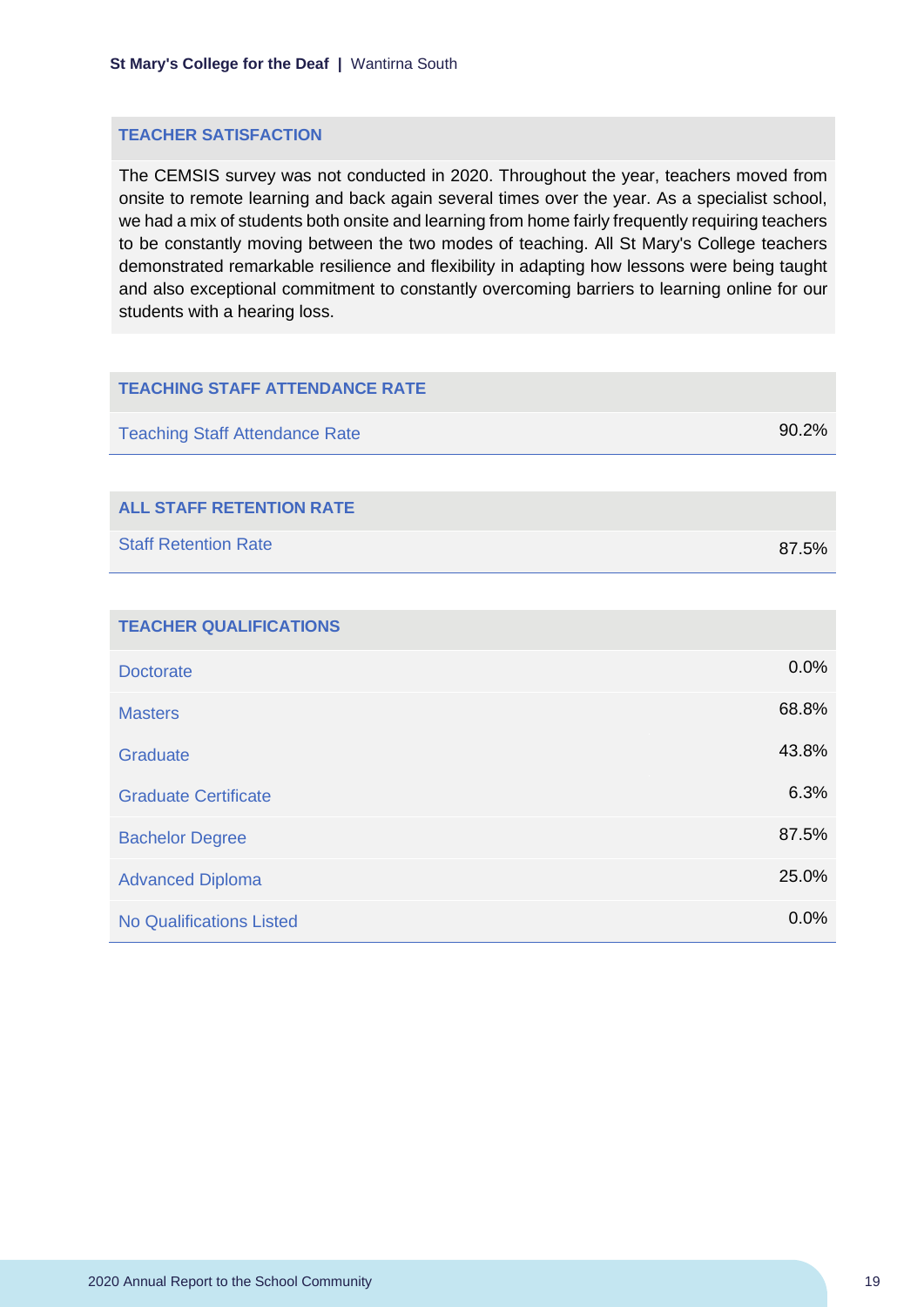## TEACHER SATISFACTION

The CEMSIS survey was not conducted in 2020. Throughout the year, teachers moved from onsite to remote learning and back again several times over the year. As a specialist school, we had a mix of students both onsite and learning from home fairly frequently requiring teachers to be constantly moving between the two modes of teaching. All St Mary's College teachers demonstrated remarkable resilience and flexibility in adapting how lessons were being taught and also exceptional commitment to constantly overcoming barriers to learning online for our students with a hearing loss.

| TEACHING STAFF ATTENDANCE RATE | |
|---|---|
| Teaching Staff Attendance Rate | 90.2% |

| ALL STAFF RETENTION RATE | |
|---|---|
| Staff Retention Rate | 87.5% |

| TEACHER QUALIFICATIONS | |
|---|---|
| Doctorate | 0.0% |
| Masters | 68.8% |
| Graduate | 43.8% |
| Graduate Certificate | 6.3% |
| Bachelor Degree | 87.5% |
| Advanced Diploma | 25.0% |
| No Qualifications Listed | 0.0% |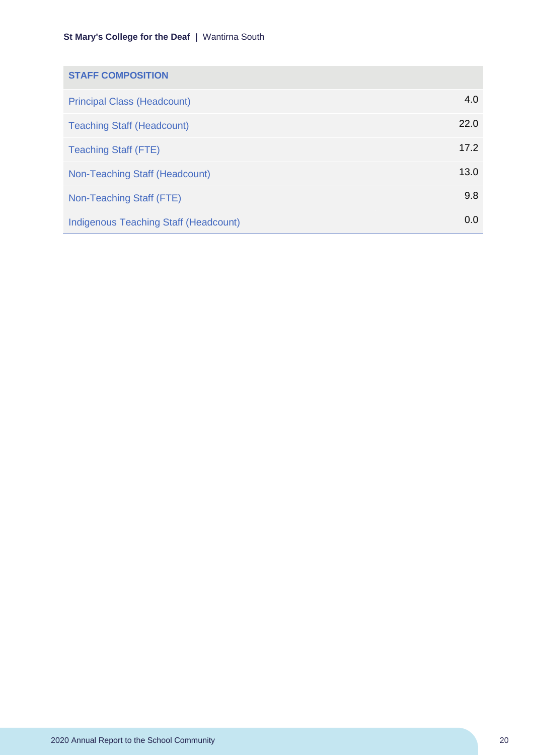| STAFF COMPOSITION | |
|---|---|
| Principal Class (Headcount) | 4.0 |
| Teaching Staff (Headcount) | 22.0 |
| Teaching Staff (FTE) | 17.2 |
| Non-Teaching Staff (Headcount) | 13.0 |
| Non-Teaching Staff (FTE) | 9.8 |
| Indigenous Teaching Staff (Headcount) | 0.0 |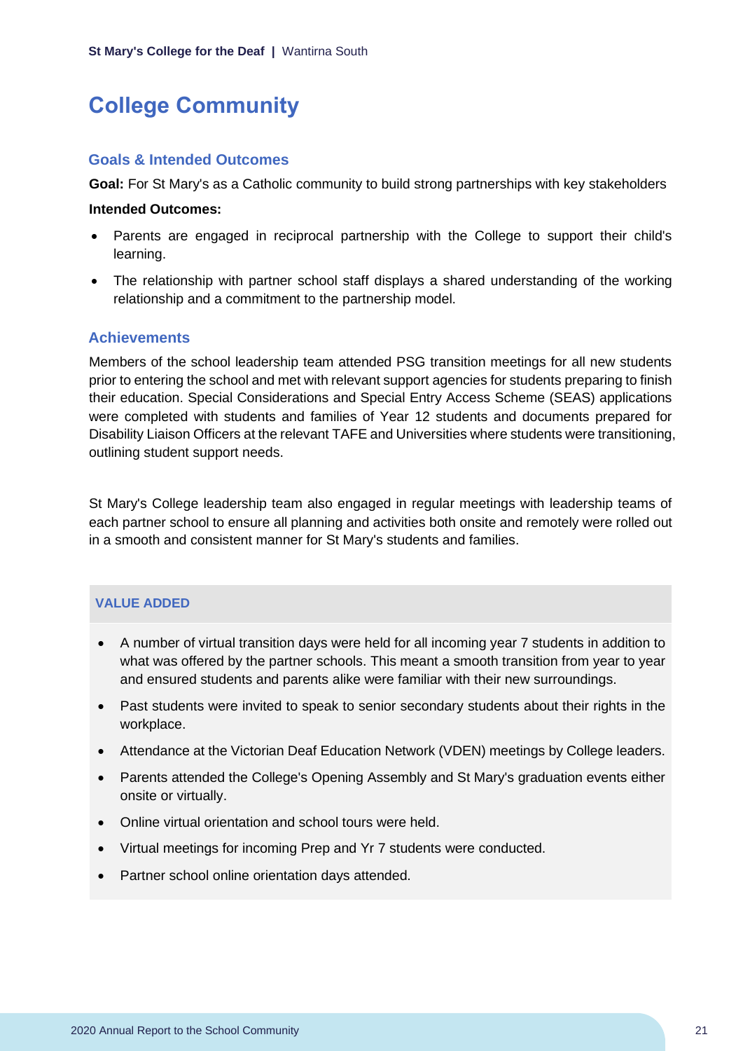# College Community

## Goals & Intended Outcomes

**Goal:** For St Mary's as a Catholic community to build strong partnerships with key stakeholders

**Intended Outcomes:**

- Parents are engaged in reciprocal partnership with the College to support their child's learning.
- The relationship with partner school staff displays a shared understanding of the working relationship and a commitment to the partnership model.

## Achievements

Members of the school leadership team attended PSG transition meetings for all new students prior to entering the school and met with relevant support agencies for students preparing to finish their education. Special Considerations and Special Entry Access Scheme (SEAS) applications were completed with students and families of Year 12 students and documents prepared for Disability Liaison Officers at the relevant TAFE and Universities where students were transitioning, outlining student support needs.

St Mary's College leadership team also engaged in regular meetings with leadership teams of each partner school to ensure all planning and activities both onsite and remotely were rolled out in a smooth and consistent manner for St Mary's students and families.

### VALUE ADDED

- A number of virtual transition days were held for all incoming year 7 students in addition to what was offered by the partner schools. This meant a smooth transition from year to year and ensured students and parents alike were familiar with their new surroundings.
- Past students were invited to speak to senior secondary students about their rights in the workplace.
- Attendance at the Victorian Deaf Education Network (VDEN) meetings by College leaders.
- Parents attended the College's Opening Assembly and St Mary's graduation events either onsite or virtually.
- Online virtual orientation and school tours were held.
- Virtual meetings for incoming Prep and Yr 7 students were conducted.
- Partner school online orientation days attended.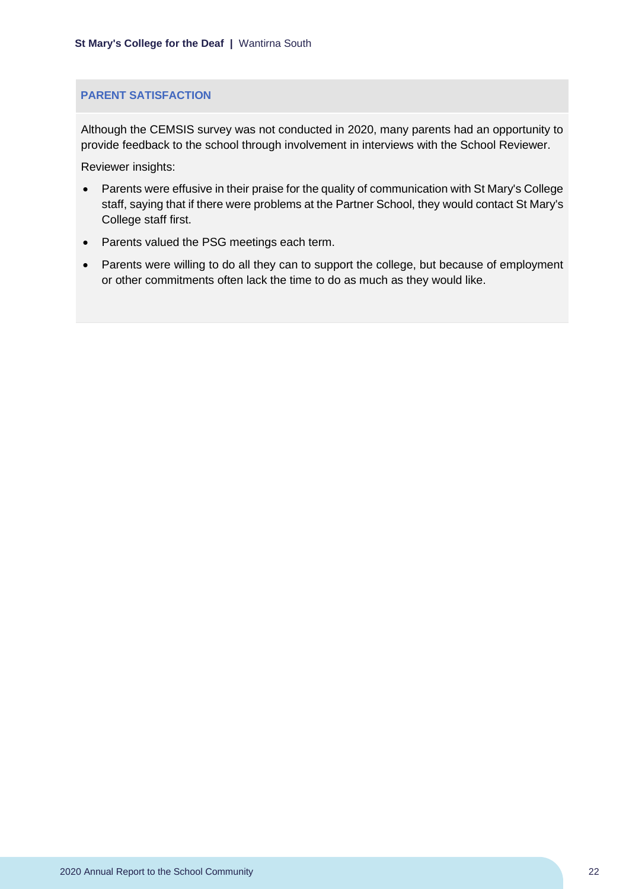## PARENT SATISFACTION

Although the CEMSIS survey was not conducted in 2020, many parents had an opportunity to provide feedback to the school through involvement in interviews with the School Reviewer.

Reviewer insights:

- Parents were effusive in their praise for the quality of communication with St Mary's College staff, saying that if there were problems at the Partner School, they would contact St Mary's College staff first.
- Parents valued the PSG meetings each term.
- Parents were willing to do all they can to support the college, but because of employment or other commitments often lack the time to do as much as they would like.